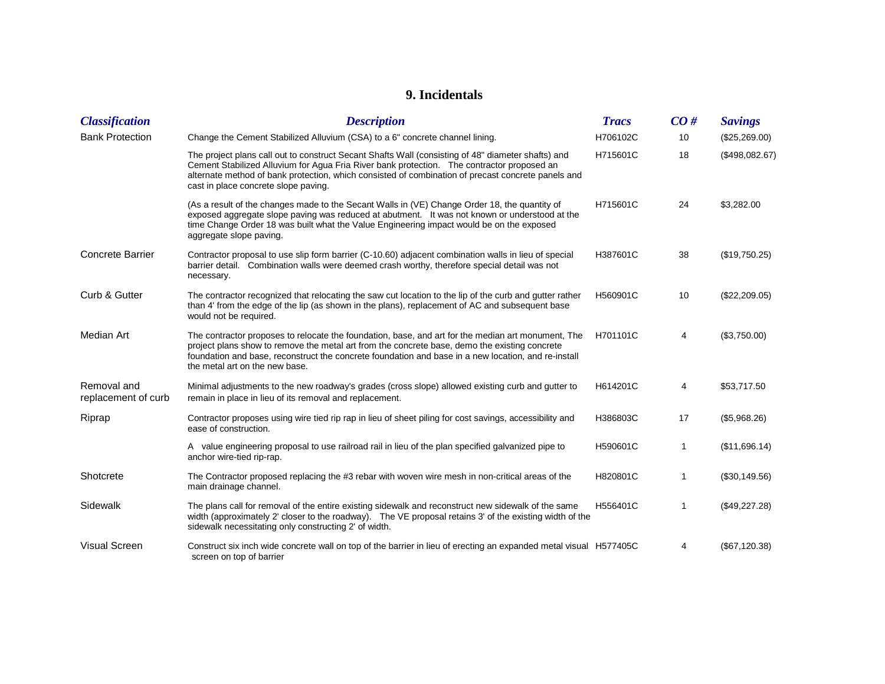## 9. Incidentals

| Classification | Description | Tracs | CO # | Savings |
|---|---|---|---|---|
| Bank Protection | Change the Cement Stabilized Alluvium (CSA) to a 6" concrete channel lining. | H706102C | 10 | ($25,269.00) |
| | The project plans call out to construct Secant Shafts Wall (consisting of 48" diameter shafts) and Cement Stabilized Alluvium for Agua Fria River bank protection. The contractor proposed an alternate method of bank protection, which consisted of combination of precast concrete panels and cast in place concrete slope paving. | H715601C | 18 | ($498,082.67) |
| | (As a result of the changes made to the Secant Walls in (VE) Change Order 18, the quantity of exposed aggregate slope paving was reduced at abutment. It was not known or understood at the time Change Order 18 was built what the Value Engineering impact would be on the exposed aggregate slope paving. | H715601C | 24 | $3,282.00 |
| Concrete Barrier | Contractor proposal to use slip form barrier (C-10.60) adjacent combination walls in lieu of special barrier detail. Combination walls were deemed crash worthy, therefore special detail was not necessary. | H387601C | 38 | ($19,750.25) |
| Curb & Gutter | The contractor recognized that relocating the saw cut location to the lip of the curb and gutter rather than 4' from the edge of the lip (as shown in the plans), replacement of AC and subsequent base would not be required. | H560901C | 10 | ($22,209.05) |
| Median Art | The contractor proposes to relocate the foundation, base, and art for the median art monument, The project plans show to remove the metal art from the concrete base, demo the existing concrete foundation and base, reconstruct the concrete foundation and base in a new location, and re-install the metal art on the new base. | H701101C | 4 | ($3,750.00) |
| Removal and replacement of curb | Minimal adjustments to the new roadway's grades (cross slope) allowed existing curb and gutter to remain in place in lieu of its removal and replacement. | H614201C | 4 | $53,717.50 |
| Riprap | Contractor proposes using wire tied rip rap in lieu of sheet piling for cost savings, accessibility and ease of construction. | H386803C | 17 | ($5,968.26) |
| | A value engineering proposal to use railroad rail in lieu of the plan specified galvanized pipe to anchor wire-tied rip-rap. | H590601C | 1 | ($11,696.14) |
| Shotcrete | The Contractor proposed replacing the #3 rebar with woven wire mesh in non-critical areas of the main drainage channel. | H820801C | 1 | ($30,149.56) |
| Sidewalk | The plans call for removal of the entire existing sidewalk and reconstruct new sidewalk of the same width (approximately 2' closer to the roadway). The VE proposal retains 3' of the existing width of the sidewalk necessitating only constructing 2' of width. | H556401C | 1 | ($49,227.28) |
| Visual Screen | Construct six inch wide concrete wall on top of the barrier in lieu of erecting an expanded metal visual screen on top of barrier | H577405C | 4 | ($67,120.38) |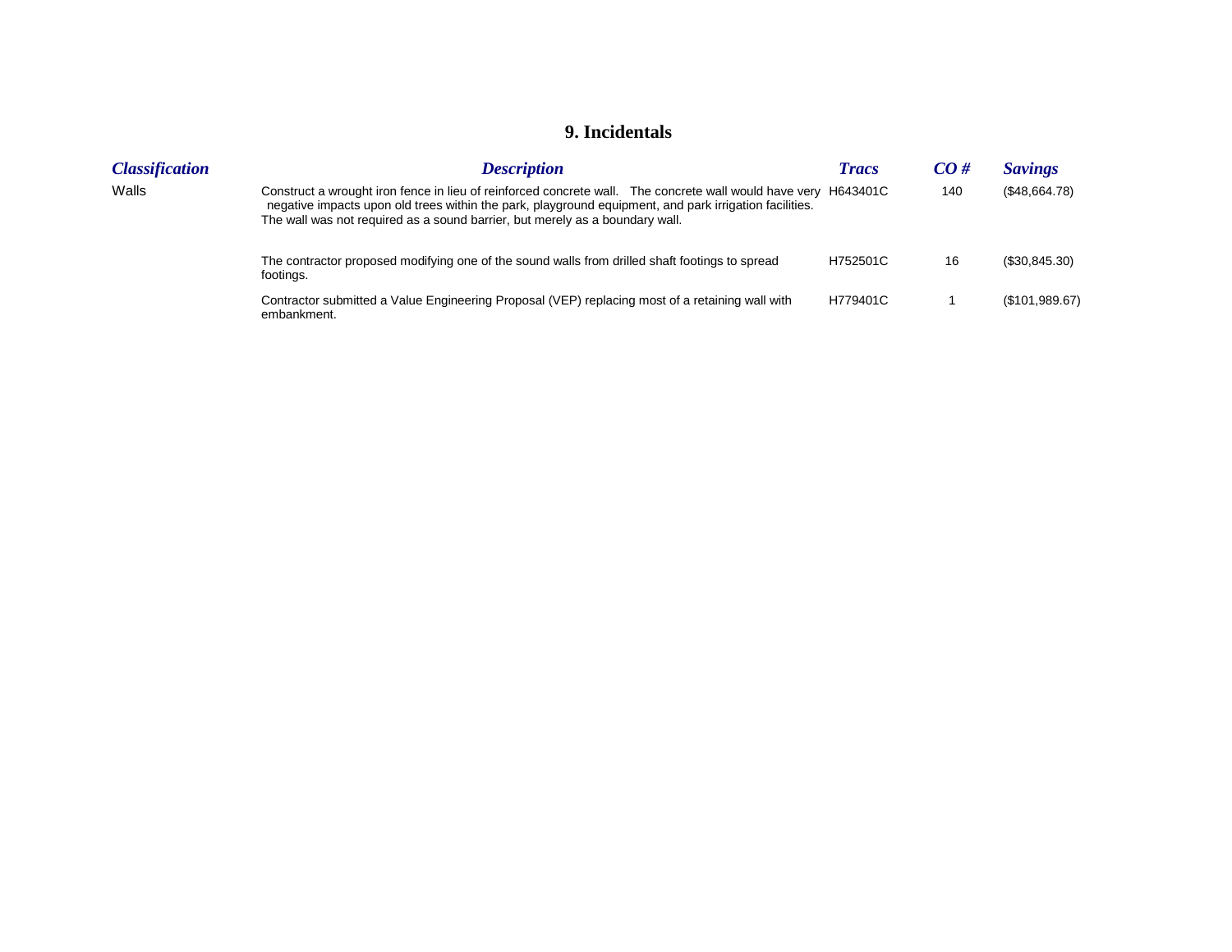## 9. Incidentals

| Classification | Description | Tracs | CO # | Savings |
|---|---|---|---|---|
| Walls | Construct a wrought iron fence in lieu of reinforced concrete wall. The concrete wall would have very negative impacts upon old trees within the park, playground equipment, and park irrigation facilities. The wall was not required as a sound barrier, but merely as a boundary wall. | H643401C | 140 | ($48,664.78) |
| | The contractor proposed modifying one of the sound walls from drilled shaft footings to spread footings. | H752501C | 16 | ($30,845.30) |
| | Contractor submitted a Value Engineering Proposal (VEP) replacing most of a retaining wall with embankment. | H779401C | 1 | ($101,989.67) |